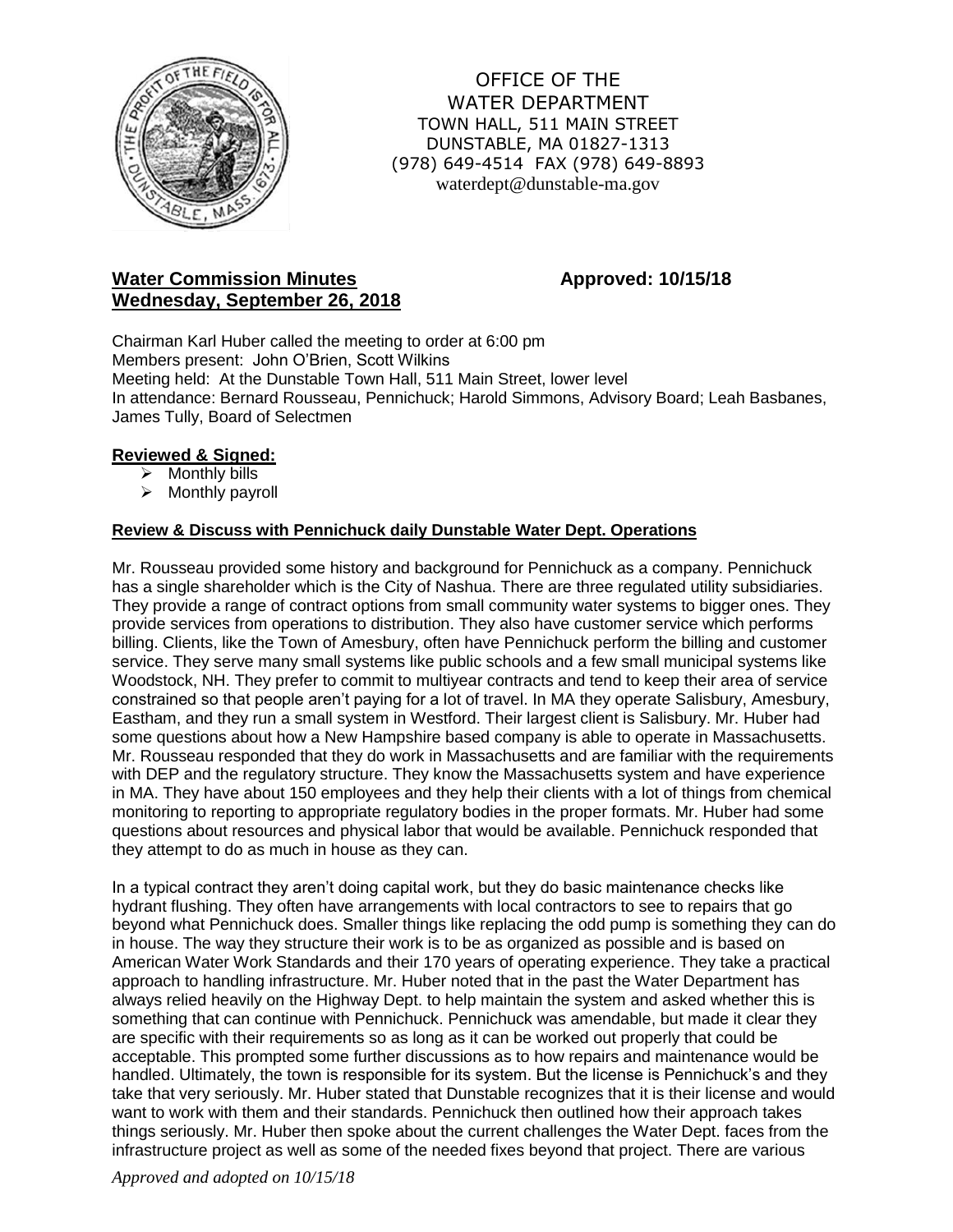OFFICE OF THE
WATER DEPARTMENT
TOWN HALL, 511 MAIN STREET
DUNSTABLE, MA 01827-1313
(978) 649-4514 FAX (978) 649-8893
waterdept@dunstable-ma.gov

**Water Commission Minutes** **Approved: 10/15/18**
**Wednesday, September 26, 2018**

Chairman Karl Huber called the meeting to order at 6:00 pm
Members present: John O'Brien, Scott Wilkins
Meeting held: At the Dunstable Town Hall, 511 Main Street, lower level
In attendance: Bernard Rousseau, Pennichuck; Harold Simmons, Advisory Board; Leah Basbanes, James Tully, Board of Selectmen

**Reviewed & Signed:**

- Monthly bills
- Monthly payroll

**Review & Discuss with Pennichuck daily Dunstable Water Dept. Operations**

Mr. Rousseau provided some history and background for Pennichuck as a company. Pennichuck has a single shareholder which is the City of Nashua. There are three regulated utility subsidiaries. They provide a range of contract options from small community water systems to bigger ones. They provide services from operations to distribution. They also have customer service which performs billing. Clients, like the Town of Amesbury, often have Pennichuck perform the billing and customer service. They serve many small systems like public schools and a few small municipal systems like Woodstock, NH. They prefer to commit to multiyear contracts and tend to keep their area of service constrained so that people aren't paying for a lot of travel. In MA they operate Salisbury, Amesbury, Eastham, and they run a small system in Westford. Their largest client is Salisbury. Mr. Huber had some questions about how a New Hampshire based company is able to operate in Massachusetts. Mr. Rousseau responded that they do work in Massachusetts and are familiar with the requirements with DEP and the regulatory structure. They know the Massachusetts system and have experience in MA. They have about 150 employees and they help their clients with a lot of things from chemical monitoring to reporting to appropriate regulatory bodies in the proper formats. Mr. Huber had some questions about resources and physical labor that would be available. Pennichuck responded that they attempt to do as much in house as they can.

In a typical contract they aren't doing capital work, but they do basic maintenance checks like hydrant flushing. They often have arrangements with local contractors to see to repairs that go beyond what Pennichuck does. Smaller things like replacing the odd pump is something they can do in house. The way they structure their work is to be as organized as possible and is based on American Water Work Standards and their 170 years of operating experience. They take a practical approach to handling infrastructure. Mr. Huber noted that in the past the Water Department has always relied heavily on the Highway Dept. to help maintain the system and asked whether this is something that can continue with Pennichuck. Pennichuck was amendable, but made it clear they are specific with their requirements so as long as it can be worked out properly that could be acceptable. This prompted some further discussions as to how repairs and maintenance would be handled. Ultimately, the town is responsible for its system. But the license is Pennichuck's and they take that very seriously. Mr. Huber stated that Dunstable recognizes that it is their license and would want to work with them and their standards. Pennichuck then outlined how their approach takes things seriously. Mr. Huber then spoke about the current challenges the Water Dept. faces from the infrastructure project as well as some of the needed fixes beyond that project. There are various

*Approved and adopted on 10/15/18*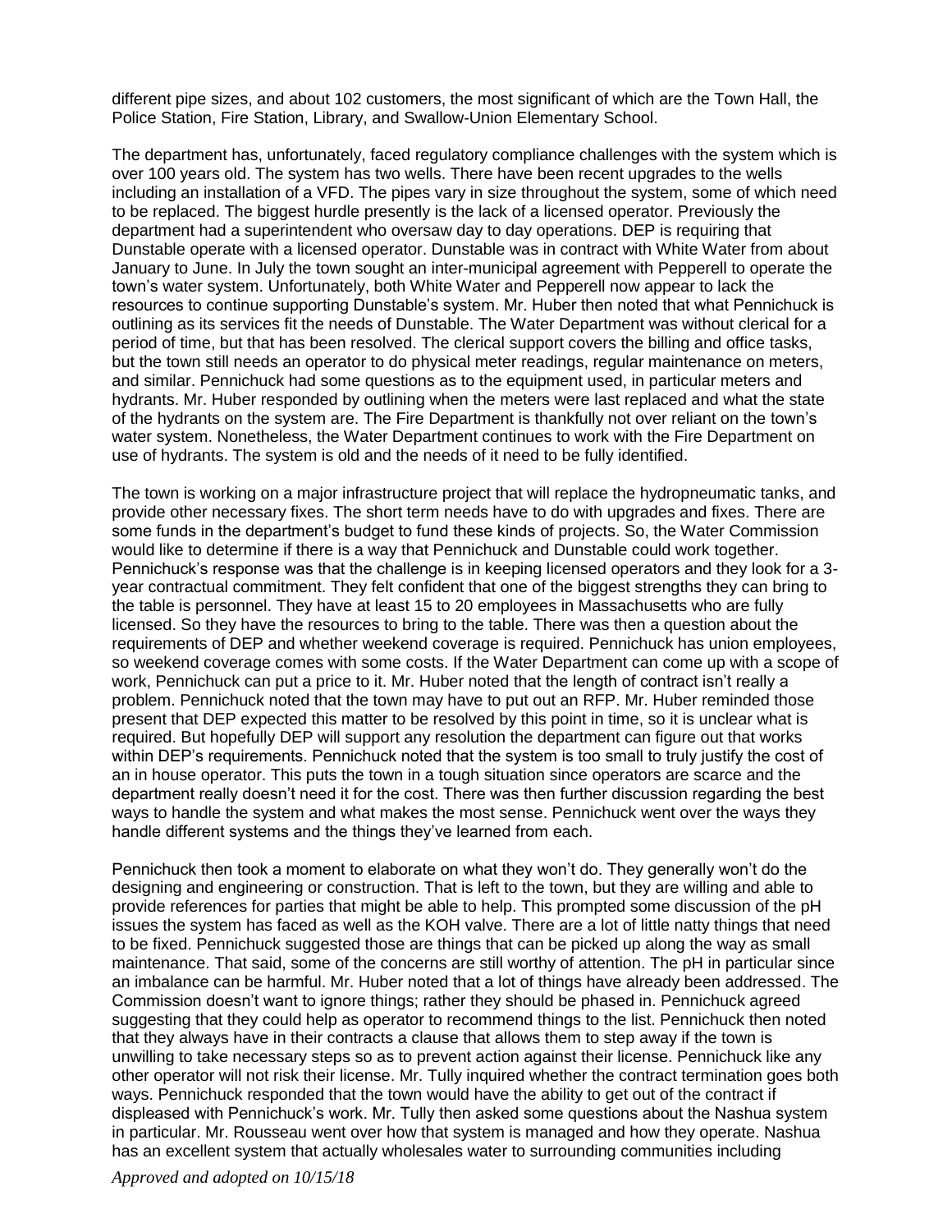different pipe sizes, and about 102 customers, the most significant of which are the Town Hall, the Police Station, Fire Station, Library, and Swallow-Union Elementary School.

The department has, unfortunately, faced regulatory compliance challenges with the system which is over 100 years old. The system has two wells. There have been recent upgrades to the wells including an installation of a VFD. The pipes vary in size throughout the system, some of which need to be replaced. The biggest hurdle presently is the lack of a licensed operator. Previously the department had a superintendent who oversaw day to day operations. DEP is requiring that Dunstable operate with a licensed operator. Dunstable was in contract with White Water from about January to June. In July the town sought an inter-municipal agreement with Pepperell to operate the town's water system. Unfortunately, both White Water and Pepperell now appear to lack the resources to continue supporting Dunstable's system. Mr. Huber then noted that what Pennichuck is outlining as its services fit the needs of Dunstable. The Water Department was without clerical for a period of time, but that has been resolved. The clerical support covers the billing and office tasks, but the town still needs an operator to do physical meter readings, regular maintenance on meters, and similar. Pennichuck had some questions as to the equipment used, in particular meters and hydrants. Mr. Huber responded by outlining when the meters were last replaced and what the state of the hydrants on the system are. The Fire Department is thankfully not over reliant on the town's water system. Nonetheless, the Water Department continues to work with the Fire Department on use of hydrants. The system is old and the needs of it need to be fully identified.

The town is working on a major infrastructure project that will replace the hydropneumatic tanks, and provide other necessary fixes. The short term needs have to do with upgrades and fixes. There are some funds in the department's budget to fund these kinds of projects. So, the Water Commission would like to determine if there is a way that Pennichuck and Dunstable could work together. Pennichuck's response was that the challenge is in keeping licensed operators and they look for a 3-year contractual commitment. They felt confident that one of the biggest strengths they can bring to the table is personnel. They have at least 15 to 20 employees in Massachusetts who are fully licensed. So they have the resources to bring to the table. There was then a question about the requirements of DEP and whether weekend coverage is required. Pennichuck has union employees, so weekend coverage comes with some costs. If the Water Department can come up with a scope of work, Pennichuck can put a price to it. Mr. Huber noted that the length of contract isn't really a problem. Pennichuck noted that the town may have to put out an RFP. Mr. Huber reminded those present that DEP expected this matter to be resolved by this point in time, so it is unclear what is required. But hopefully DEP will support any resolution the department can figure out that works within DEP's requirements. Pennichuck noted that the system is too small to truly justify the cost of an in house operator. This puts the town in a tough situation since operators are scarce and the department really doesn't need it for the cost. There was then further discussion regarding the best ways to handle the system and what makes the most sense. Pennichuck went over the ways they handle different systems and the things they've learned from each.

Pennichuck then took a moment to elaborate on what they won't do. They generally won't do the designing and engineering or construction. That is left to the town, but they are willing and able to provide references for parties that might be able to help. This prompted some discussion of the pH issues the system has faced as well as the KOH valve. There are a lot of little natty things that need to be fixed. Pennichuck suggested those are things that can be picked up along the way as small maintenance. That said, some of the concerns are still worthy of attention. The pH in particular since an imbalance can be harmful. Mr. Huber noted that a lot of things have already been addressed. The Commission doesn't want to ignore things; rather they should be phased in. Pennichuck agreed suggesting that they could help as operator to recommend things to the list. Pennichuck then noted that they always have in their contracts a clause that allows them to step away if the town is unwilling to take necessary steps so as to prevent action against their license. Pennichuck like any other operator will not risk their license. Mr. Tully inquired whether the contract termination goes both ways. Pennichuck responded that the town would have the ability to get out of the contract if displeased with Pennichuck's work. Mr. Tully then asked some questions about the Nashua system in particular. Mr. Rousseau went over how that system is managed and how they operate. Nashua has an excellent system that actually wholesales water to surrounding communities including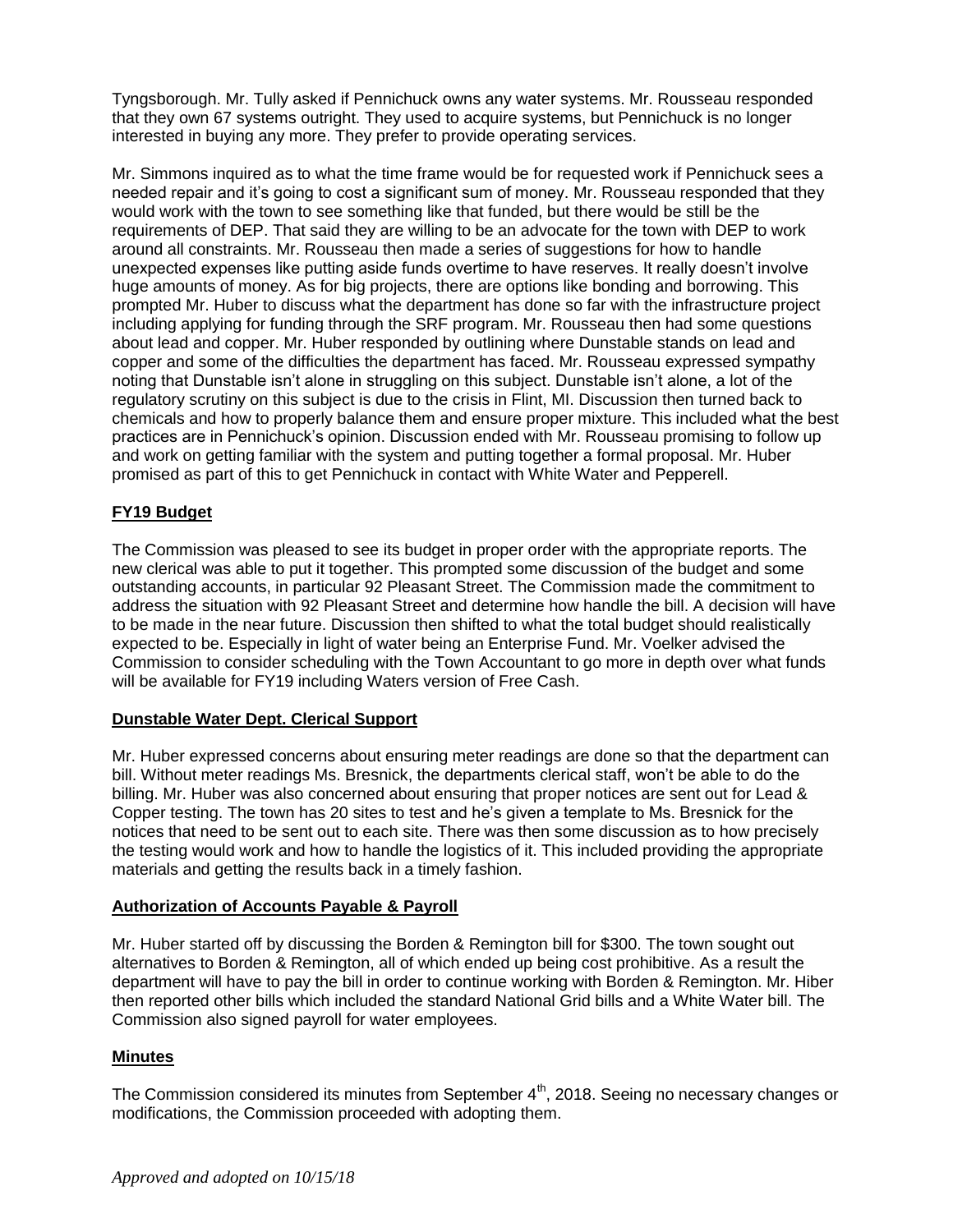Tyngsborough. Mr. Tully asked if Pennichuck owns any water systems. Mr. Rousseau responded that they own 67 systems outright. They used to acquire systems, but Pennichuck is no longer interested in buying any more. They prefer to provide operating services.

Mr. Simmons inquired as to what the time frame would be for requested work if Pennichuck sees a needed repair and it's going to cost a significant sum of money. Mr. Rousseau responded that they would work with the town to see something like that funded, but there would be still be the requirements of DEP. That said they are willing to be an advocate for the town with DEP to work around all constraints. Mr. Rousseau then made a series of suggestions for how to handle unexpected expenses like putting aside funds overtime to have reserves. It really doesn't involve huge amounts of money. As for big projects, there are options like bonding and borrowing. This prompted Mr. Huber to discuss what the department has done so far with the infrastructure project including applying for funding through the SRF program. Mr. Rousseau then had some questions about lead and copper. Mr. Huber responded by outlining where Dunstable stands on lead and copper and some of the difficulties the department has faced. Mr. Rousseau expressed sympathy noting that Dunstable isn't alone in struggling on this subject. Dunstable isn't alone, a lot of the regulatory scrutiny on this subject is due to the crisis in Flint, MI. Discussion then turned back to chemicals and how to properly balance them and ensure proper mixture. This included what the best practices are in Pennichuck's opinion. Discussion ended with Mr. Rousseau promising to follow up and work on getting familiar with the system and putting together a formal proposal. Mr. Huber promised as part of this to get Pennichuck in contact with White Water and Pepperell.

## FY19 Budget

The Commission was pleased to see its budget in proper order with the appropriate reports. The new clerical was able to put it together. This prompted some discussion of the budget and some outstanding accounts, in particular 92 Pleasant Street. The Commission made the commitment to address the situation with 92 Pleasant Street and determine how handle the bill. A decision will have to be made in the near future. Discussion then shifted to what the total budget should realistically expected to be. Especially in light of water being an Enterprise Fund. Mr. Voelker advised the Commission to consider scheduling with the Town Accountant to go more in depth over what funds will be available for FY19 including Waters version of Free Cash.

## Dunstable Water Dept. Clerical Support

Mr. Huber expressed concerns about ensuring meter readings are done so that the department can bill. Without meter readings Ms. Bresnick, the departments clerical staff, won't be able to do the billing. Mr. Huber was also concerned about ensuring that proper notices are sent out for Lead & Copper testing. The town has 20 sites to test and he's given a template to Ms. Bresnick for the notices that need to be sent out to each site. There was then some discussion as to how precisely the testing would work and how to handle the logistics of it. This included providing the appropriate materials and getting the results back in a timely fashion.

## Authorization of Accounts Payable & Payroll

Mr. Huber started off by discussing the Borden & Remington bill for $300. The town sought out alternatives to Borden & Remington, all of which ended up being cost prohibitive. As a result the department will have to pay the bill in order to continue working with Borden & Remington. Mr. Hiber then reported other bills which included the standard National Grid bills and a White Water bill. The Commission also signed payroll for water employees.

## Minutes

The Commission considered its minutes from September 4th, 2018. Seeing no necessary changes or modifications, the Commission proceeded with adopting them.

*Approved and adopted on 10/15/18*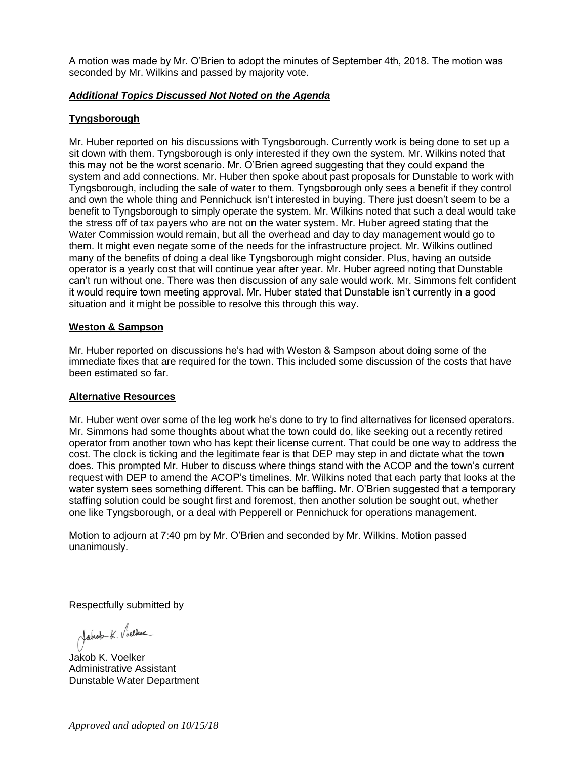A motion was made by Mr. O'Brien to adopt the minutes of September 4th, 2018. The motion was seconded by Mr. Wilkins and passed by majority vote.

***Additional Topics Discussed Not Noted on the Agenda***

**Tyngsborough**

Mr. Huber reported on his discussions with Tyngsborough. Currently work is being done to set up a sit down with them. Tyngsborough is only interested if they own the system. Mr. Wilkins noted that this may not be the worst scenario. Mr. O'Brien agreed suggesting that they could expand the system and add connections. Mr. Huber then spoke about past proposals for Dunstable to work with Tyngsborough, including the sale of water to them. Tyngsborough only sees a benefit if they control and own the whole thing and Pennichuck isn't interested in buying. There just doesn't seem to be a benefit to Tyngsborough to simply operate the system. Mr. Wilkins noted that such a deal would take the stress off of tax payers who are not on the water system. Mr. Huber agreed stating that the Water Commission would remain, but all the overhead and day to day management would go to them. It might even negate some of the needs for the infrastructure project. Mr. Wilkins outlined many of the benefits of doing a deal like Tyngsborough might consider. Plus, having an outside operator is a yearly cost that will continue year after year. Mr. Huber agreed noting that Dunstable can't run without one. There was then discussion of any sale would work. Mr. Simmons felt confident it would require town meeting approval. Mr. Huber stated that Dunstable isn't currently in a good situation and it might be possible to resolve this through this way.

**Weston & Sampson**

Mr. Huber reported on discussions he's had with Weston & Sampson about doing some of the immediate fixes that are required for the town. This included some discussion of the costs that have been estimated so far.

**Alternative Resources**

Mr. Huber went over some of the leg work he's done to try to find alternatives for licensed operators. Mr. Simmons had some thoughts about what the town could do, like seeking out a recently retired operator from another town who has kept their license current. That could be one way to address the cost. The clock is ticking and the legitimate fear is that DEP may step in and dictate what the town does. This prompted Mr. Huber to discuss where things stand with the ACOP and the town's current request with DEP to amend the ACOP's timelines. Mr. Wilkins noted that each party that looks at the water system sees something different. This can be baffling. Mr. O'Brien suggested that a temporary staffing solution could be sought first and foremost, then another solution be sought out, whether one like Tyngsborough, or a deal with Pepperell or Pennichuck for operations management.

Motion to adjourn at 7:40 pm by Mr. O'Brien and seconded by Mr. Wilkins. Motion passed unanimously.

Respectfully submitted by

Jakob K. Voelker
Administrative Assistant
Dunstable Water Department

*Approved and adopted on 10/15/18*